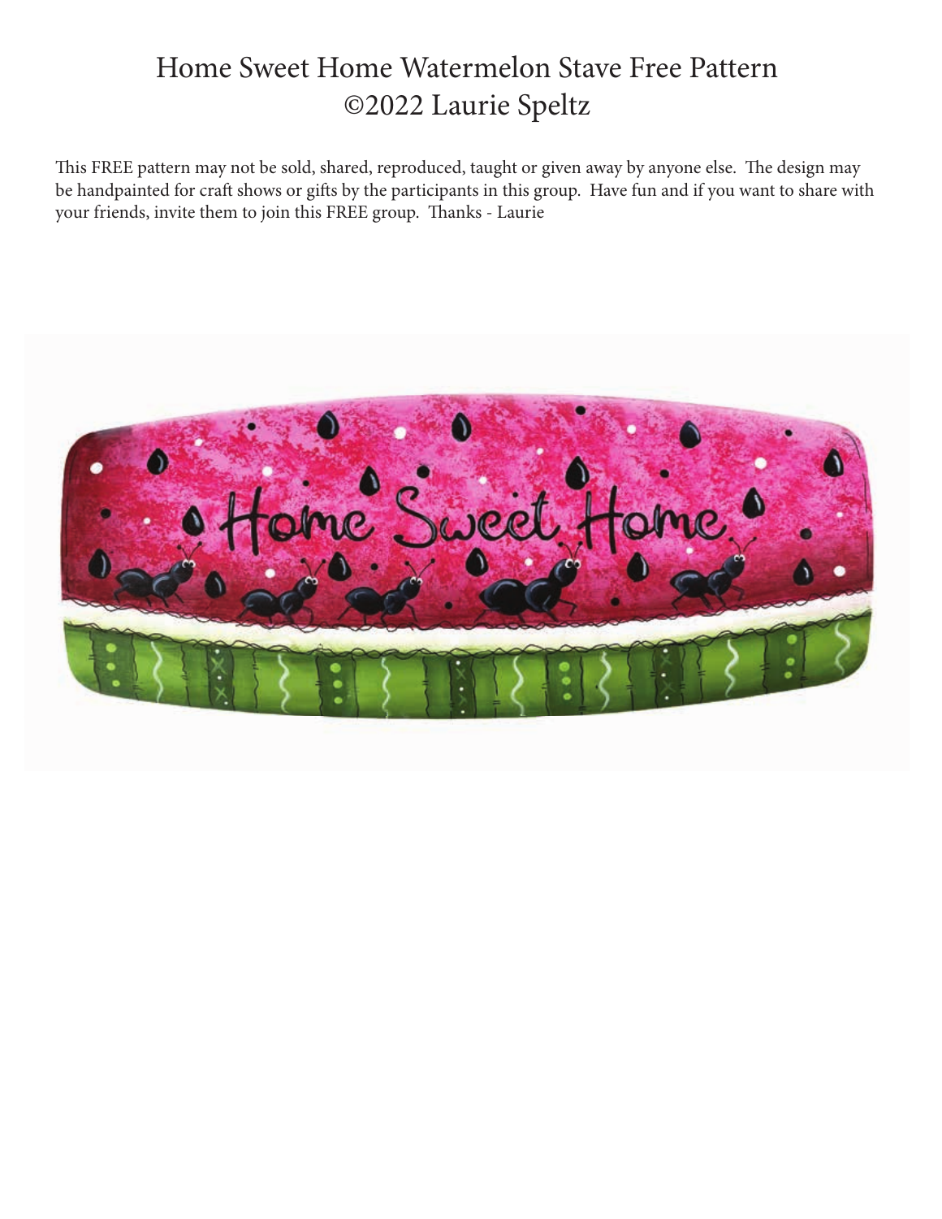# Home Sweet Home Watermelon Stave Free Pattern
# ©2022 Laurie Speltz

This FREE pattern may not be sold, shared, reproduced, taught or given away by anyone else. The design may be handpainted for craft shows or gifts by the participants in this group. Have fun and if you want to share with your friends, invite them to join this FREE group. Thanks - Laurie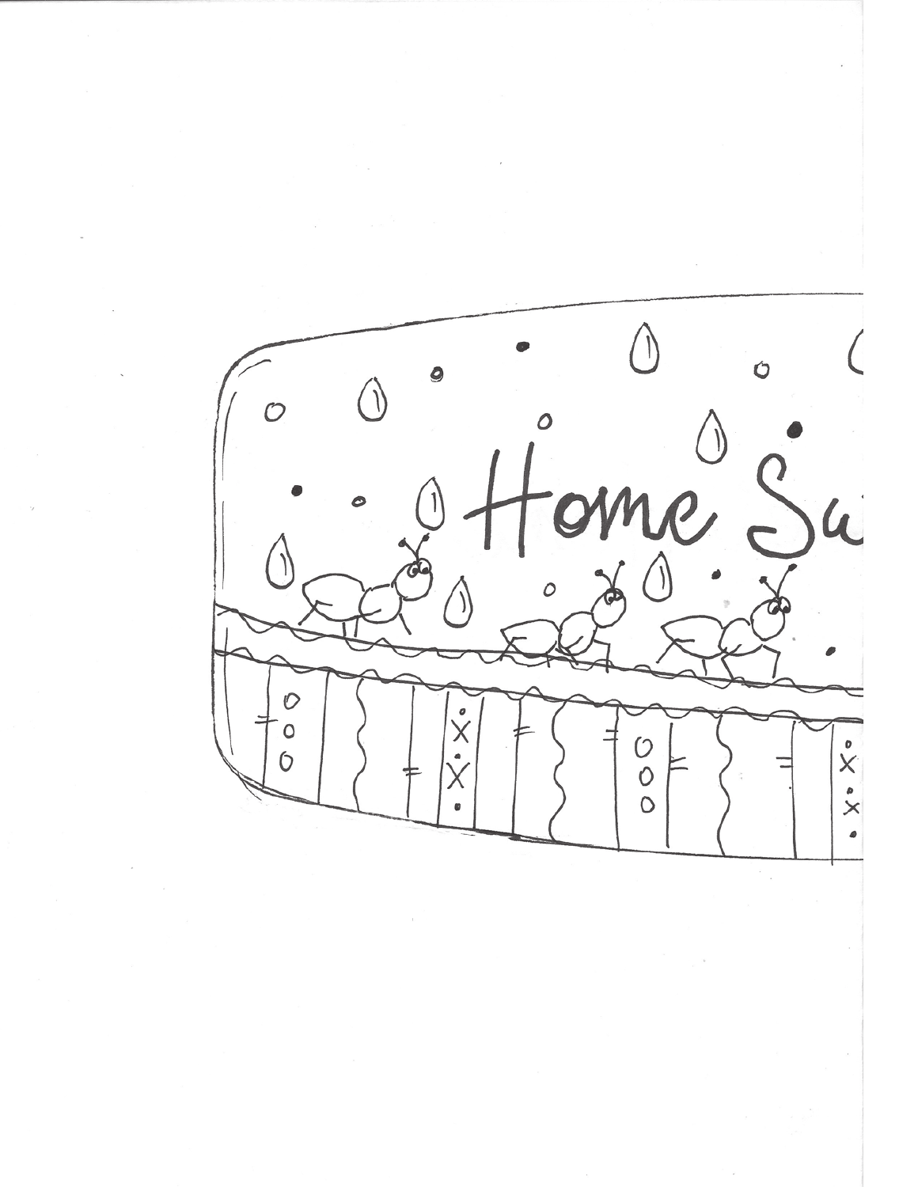Home Sw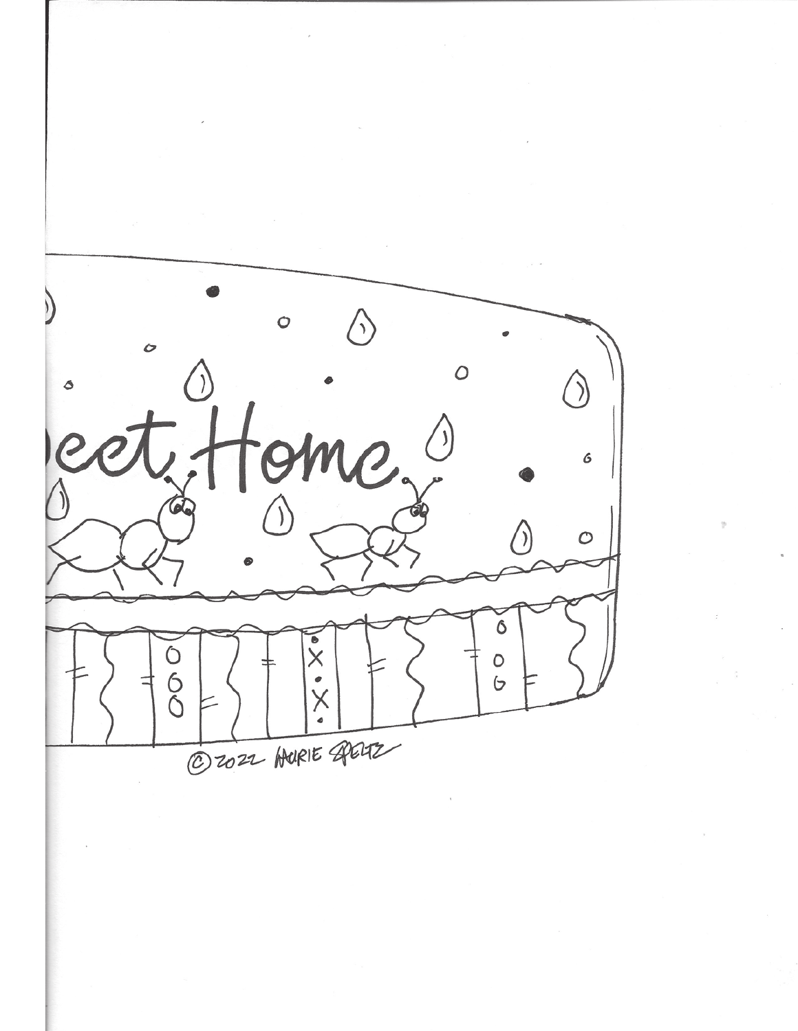eet Home

© 2022 Laurie Speltz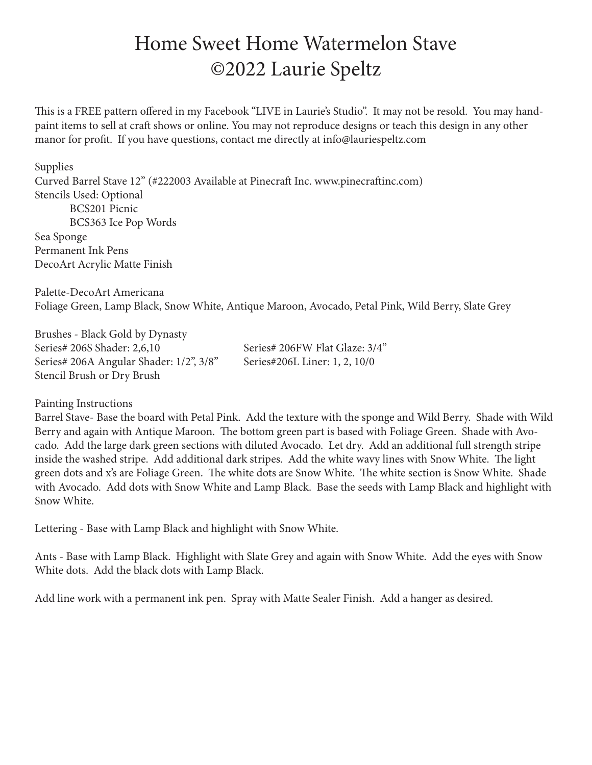# Home Sweet Home Watermelon Stave
# ©2022 Laurie Speltz

This is a FREE pattern offered in my Facebook "LIVE in Laurie's Studio". It may not be resold. You may hand-paint items to sell at craft shows or online. You may not reproduce designs or teach this design in any other manor for profit. If you have questions, contact me directly at info@lauriespeltz.com

Supplies
Curved Barrel Stave 12" (#222003 Available at Pinecraft Inc. www.pinecraftinc.com)
Stencils Used: Optional
- BCS201 Picnic
- BCS363 Ice Pop Words

Sea Sponge
Permanent Ink Pens
DecoArt Acrylic Matte Finish

Palette-DecoArt Americana
Foliage Green, Lamp Black, Snow White, Antique Maroon, Avocado, Petal Pink, Wild Berry, Slate Grey

Brushes - Black Gold by Dynasty
Series# 206S Shader: 2,6,10
Series# 206A Angular Shader: 1/2", 3/8"
Stencil Brush or Dry Brush
Series# 206FW Flat Glaze: 3/4"
Series#206L Liner: 1, 2, 10/0

Painting Instructions
Barrel Stave- Base the board with Petal Pink. Add the texture with the sponge and Wild Berry. Shade with Wild Berry and again with Antique Maroon. The bottom green part is based with Foliage Green. Shade with Avocado. Add the large dark green sections with diluted Avocado. Let dry. Add an additional full strength stripe inside the washed stripe. Add additional dark stripes. Add the white wavy lines with Snow White. The light green dots and x's are Foliage Green. The white dots are Snow White. The white section is Snow White. Shade with Avocado. Add dots with Snow White and Lamp Black. Base the seeds with Lamp Black and highlight with Snow White.

Lettering - Base with Lamp Black and highlight with Snow White.

Ants - Base with Lamp Black. Highlight with Slate Grey and again with Snow White. Add the eyes with Snow White dots. Add the black dots with Lamp Black.

Add line work with a permanent ink pen. Spray with Matte Sealer Finish. Add a hanger as desired.